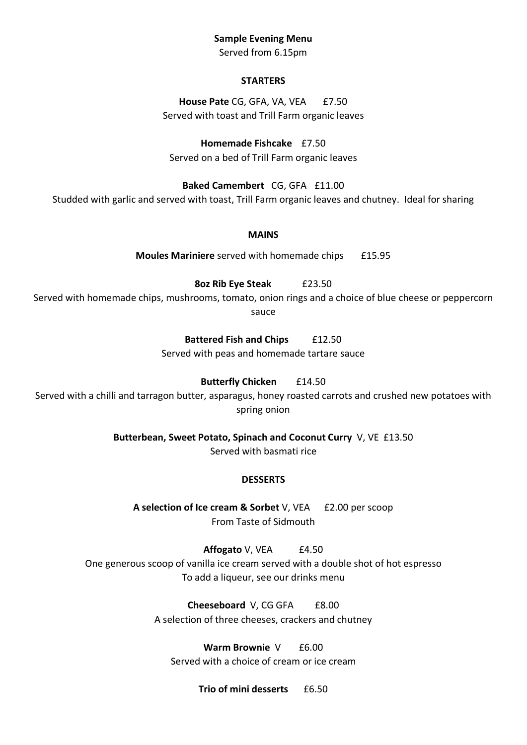**Sample Evening Menu**

Served from 6.15pm

## STARTERS

**House Pate** CG, GFA, VA, VEA £7.50

Served with toast and Trill Farm organic leaves

**Homemade Fishcake** £7.50

Served on a bed of Trill Farm organic leaves

**Baked Camembert** CG, GFA £11.00

Studded with garlic and served with toast, Trill Farm organic leaves and chutney. Ideal for sharing

## MAINS

**Moules Mariniere** served with homemade chips £15.95

**8oz Rib Eye Steak** £23.50

Served with homemade chips, mushrooms, tomato, onion rings and a choice of blue cheese or peppercorn sauce

**Battered Fish and Chips** £12.50

Served with peas and homemade tartare sauce

**Butterfly Chicken** £14.50

Served with a chilli and tarragon butter, asparagus, honey roasted carrots and crushed new potatoes with spring onion

**Butterbean, Sweet Potato, Spinach and Coconut Curry** V, VE £13.50

Served with basmati rice

## DESSERTS

**A selection of Ice cream & Sorbet** V, VEA £2.00 per scoop

From Taste of Sidmouth

**Affogato** V, VEA £4.50

One generous scoop of vanilla ice cream served with a double shot of hot espresso

To add a liqueur, see our drinks menu

**Cheeseboard** V, CG GFA £8.00

A selection of three cheeses, crackers and chutney

**Warm Brownie** V £6.00

Served with a choice of cream or ice cream

**Trio of mini desserts** £6.50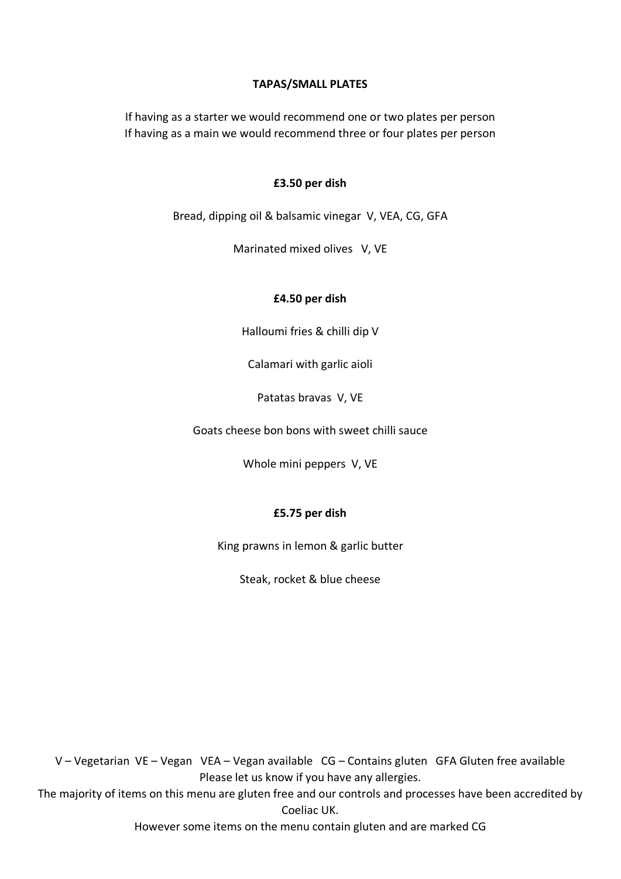## TAPAS/SMALL PLATES

If having as a starter we would recommend one or two plates per person
If having as a main we would recommend three or four plates per person

**£3.50 per dish**

Bread, dipping oil & balsamic vinegar V, VEA, CG, GFA

Marinated mixed olives V, VE

**£4.50 per dish**

Halloumi fries & chilli dip V

Calamari with garlic aioli

Patatas bravas V, VE

Goats cheese bon bons with sweet chilli sauce

Whole mini peppers V, VE

**£5.75 per dish**

King prawns in lemon & garlic butter

Steak, rocket & blue cheese

V – Vegetarian VE – Vegan VEA – Vegan available CG – Contains gluten GFA Gluten free available
Please let us know if you have any allergies.
The majority of items on this menu are gluten free and our controls and processes have been accredited by Coeliac UK.
However some items on the menu contain gluten and are marked CG